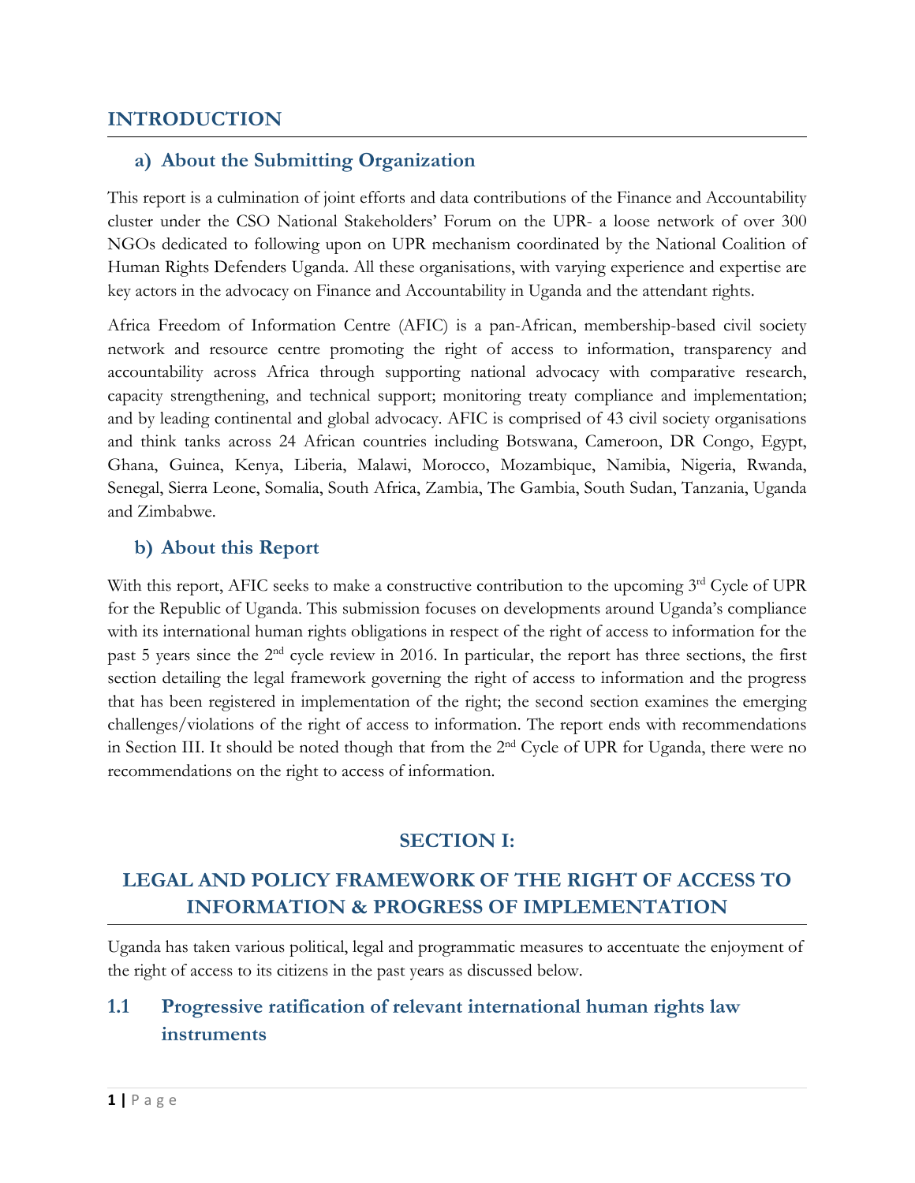## INTRODUCTION

### a) About the Submitting Organization

This report is a culmination of joint efforts and data contributions of the Finance and Accountability cluster under the CSO National Stakeholders' Forum on the UPR- a loose network of over 300 NGOs dedicated to following upon on UPR mechanism coordinated by the National Coalition of Human Rights Defenders Uganda. All these organisations, with varying experience and expertise are key actors in the advocacy on Finance and Accountability in Uganda and the attendant rights.

Africa Freedom of Information Centre (AFIC) is a pan-African, membership-based civil society network and resource centre promoting the right of access to information, transparency and accountability across Africa through supporting national advocacy with comparative research, capacity strengthening, and technical support; monitoring treaty compliance and implementation; and by leading continental and global advocacy. AFIC is comprised of 43 civil society organisations and think tanks across 24 African countries including Botswana, Cameroon, DR Congo, Egypt, Ghana, Guinea, Kenya, Liberia, Malawi, Morocco, Mozambique, Namibia, Nigeria, Rwanda, Senegal, Sierra Leone, Somalia, South Africa, Zambia, The Gambia, South Sudan, Tanzania, Uganda and Zimbabwe.

### b) About this Report

With this report, AFIC seeks to make a constructive contribution to the upcoming 3rd Cycle of UPR for the Republic of Uganda. This submission focuses on developments around Uganda's compliance with its international human rights obligations in respect of the right of access to information for the past 5 years since the 2nd cycle review in 2016. In particular, the report has three sections, the first section detailing the legal framework governing the right of access to information and the progress that has been registered in implementation of the right; the second section examines the emerging challenges/violations of the right of access to information. The report ends with recommendations in Section III. It should be noted though that from the 2nd Cycle of UPR for Uganda, there were no recommendations on the right to access of information.

## SECTION I:

## LEGAL AND POLICY FRAMEWORK OF THE RIGHT OF ACCESS TO INFORMATION & PROGRESS OF IMPLEMENTATION

Uganda has taken various political, legal and programmatic measures to accentuate the enjoyment of the right of access to its citizens in the past years as discussed below.

### 1.1 Progressive ratification of relevant international human rights law instruments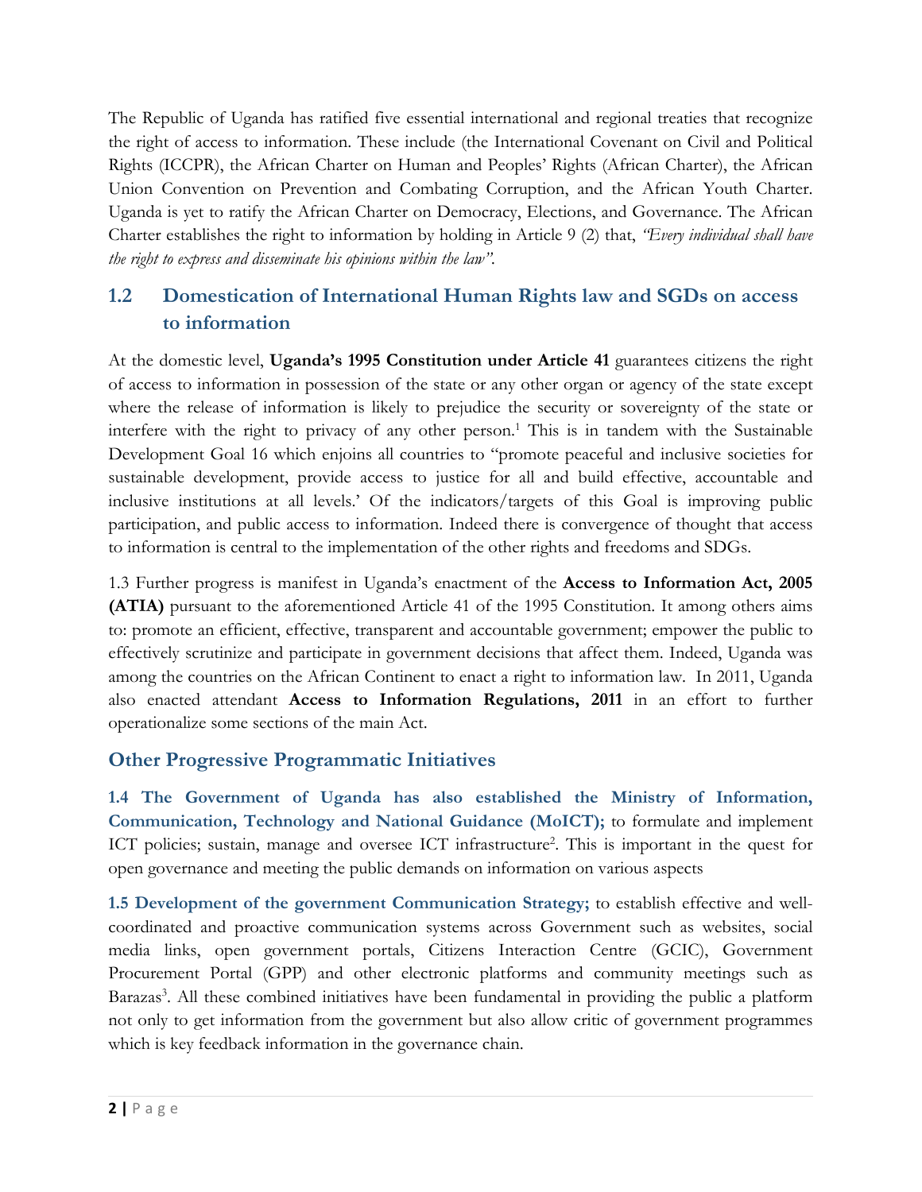The Republic of Uganda has ratified five essential international and regional treaties that recognize the right of access to information. These include (the International Covenant on Civil and Political Rights (ICCPR), the African Charter on Human and Peoples' Rights (African Charter), the African Union Convention on Prevention and Combating Corruption, and the African Youth Charter. Uganda is yet to ratify the African Charter on Democracy, Elections, and Governance. The African Charter establishes the right to information by holding in Article 9 (2) that, *"Every individual shall have the right to express and disseminate his opinions within the law"*.

## 1.2 Domestication of International Human Rights law and SGDs on access to information

At the domestic level, **Uganda's 1995 Constitution under Article 41** guarantees citizens the right of access to information in possession of the state or any other organ or agency of the state except where the release of information is likely to prejudice the security or sovereignty of the state or interfere with the right to privacy of any other person.[1] This is in tandem with the Sustainable Development Goal 16 which enjoins all countries to "promote peaceful and inclusive societies for sustainable development, provide access to justice for all and build effective, accountable and inclusive institutions at all levels.' Of the indicators/targets of this Goal is improving public participation, and public access to information. Indeed there is convergence of thought that access to information is central to the implementation of the other rights and freedoms and SDGs.

1.3 Further progress is manifest in Uganda's enactment of the **Access to Information Act, 2005 (ATIA)** pursuant to the aforementioned Article 41 of the 1995 Constitution. It among others aims to: promote an efficient, effective, transparent and accountable government; empower the public to effectively scrutinize and participate in government decisions that affect them. Indeed, Uganda was among the countries on the African Continent to enact a right to information law. In 2011, Uganda also enacted attendant **Access to Information Regulations, 2011** in an effort to further operationalize some sections of the main Act.

## Other Progressive Programmatic Initiatives

**1.4 The Government of Uganda has also established the Ministry of Information, Communication, Technology and National Guidance (MoICT);** to formulate and implement ICT policies; sustain, manage and oversee ICT infrastructure[2]. This is important in the quest for open governance and meeting the public demands on information on various aspects

**1.5 Development of the government Communication Strategy;** to establish effective and well-coordinated and proactive communication systems across Government such as websites, social media links, open government portals, Citizens Interaction Centre (GCIC), Government Procurement Portal (GPP) and other electronic platforms and community meetings such as Barazas[3]. All these combined initiatives have been fundamental in providing the public a platform not only to get information from the government but also allow critic of government programmes which is key feedback information in the governance chain.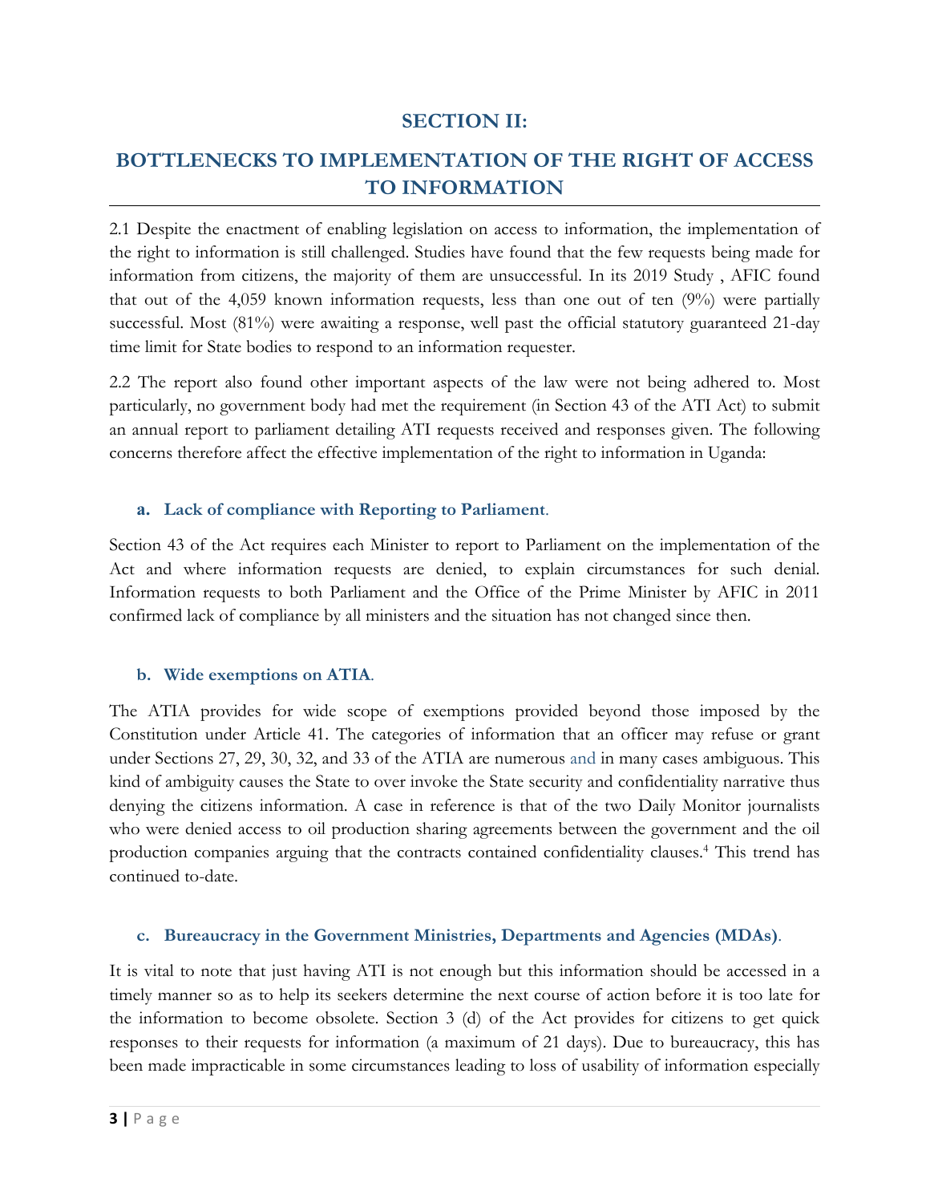## SECTION II:

## BOTTLENECKS TO IMPLEMENTATION OF THE RIGHT OF ACCESS TO INFORMATION

2.1 Despite the enactment of enabling legislation on access to information, the implementation of the right to information is still challenged. Studies have found that the few requests being made for information from citizens, the majority of them are unsuccessful. In its 2019 Study , AFIC found that out of the 4,059 known information requests, less than one out of ten (9%) were partially successful. Most (81%) were awaiting a response, well past the official statutory guaranteed 21-day time limit for State bodies to respond to an information requester.

2.2 The report also found other important aspects of the law were not being adhered to. Most particularly, no government body had met the requirement (in Section 43 of the ATI Act) to submit an annual report to parliament detailing ATI requests received and responses given. The following concerns therefore affect the effective implementation of the right to information in Uganda:

### a. Lack of compliance with Reporting to Parliament.

Section 43 of the Act requires each Minister to report to Parliament on the implementation of the Act and where information requests are denied, to explain circumstances for such denial. Information requests to both Parliament and the Office of the Prime Minister by AFIC in 2011 confirmed lack of compliance by all ministers and the situation has not changed since then.

### b. Wide exemptions on ATIA.

The ATIA provides for wide scope of exemptions provided beyond those imposed by the Constitution under Article 41. The categories of information that an officer may refuse or grant under Sections 27, 29, 30, 32, and 33 of the ATIA are numerous and in many cases ambiguous. This kind of ambiguity causes the State to over invoke the State security and confidentiality narrative thus denying the citizens information. A case in reference is that of the two Daily Monitor journalists who were denied access to oil production sharing agreements between the government and the oil production companies arguing that the contracts contained confidentiality clauses.[4] This trend has continued to-date.

### c. Bureaucracy in the Government Ministries, Departments and Agencies (MDAs).

It is vital to note that just having ATI is not enough but this information should be accessed in a timely manner so as to help its seekers determine the next course of action before it is too late for the information to become obsolete. Section 3 (d) of the Act provides for citizens to get quick responses to their requests for information (a maximum of 21 days). Due to bureaucracy, this has been made impracticable in some circumstances leading to loss of usability of information especially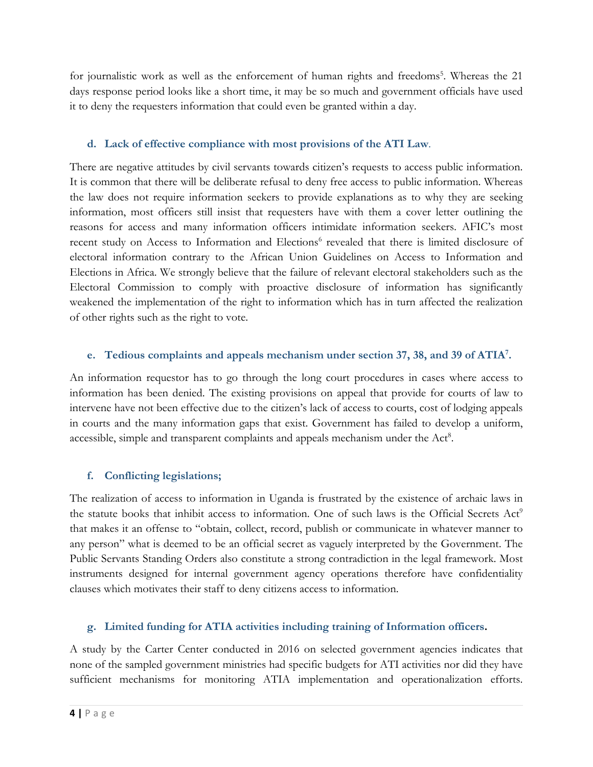for journalistic work as well as the enforcement of human rights and freedoms[5]. Whereas the 21 days response period looks like a short time, it may be so much and government officials have used it to deny the requesters information that could even be granted within a day.

### d. Lack of effective compliance with most provisions of the ATI Law.

There are negative attitudes by civil servants towards citizen's requests to access public information. It is common that there will be deliberate refusal to deny free access to public information. Whereas the law does not require information seekers to provide explanations as to why they are seeking information, most officers still insist that requesters have with them a cover letter outlining the reasons for access and many information officers intimidate information seekers. AFIC's most recent study on Access to Information and Elections[6] revealed that there is limited disclosure of electoral information contrary to the African Union Guidelines on Access to Information and Elections in Africa. We strongly believe that the failure of relevant electoral stakeholders such as the Electoral Commission to comply with proactive disclosure of information has significantly weakened the implementation of the right to information which has in turn affected the realization of other rights such as the right to vote.

### e. Tedious complaints and appeals mechanism under section 37, 38, and 39 of ATIA[7].

An information requestor has to go through the long court procedures in cases where access to information has been denied. The existing provisions on appeal that provide for courts of law to intervene have not been effective due to the citizen's lack of access to courts, cost of lodging appeals in courts and the many information gaps that exist. Government has failed to develop a uniform, accessible, simple and transparent complaints and appeals mechanism under the Act[8].

### f. Conflicting legislations;

The realization of access to information in Uganda is frustrated by the existence of archaic laws in the statute books that inhibit access to information. One of such laws is the Official Secrets Act[9] that makes it an offense to "obtain, collect, record, publish or communicate in whatever manner to any person" what is deemed to be an official secret as vaguely interpreted by the Government. The Public Servants Standing Orders also constitute a strong contradiction in the legal framework. Most instruments designed for internal government agency operations therefore have confidentiality clauses which motivates their staff to deny citizens access to information.

### g. Limited funding for ATIA activities including training of Information officers.

A study by the Carter Center conducted in 2016 on selected government agencies indicates that none of the sampled government ministries had specific budgets for ATI activities nor did they have sufficient mechanisms for monitoring ATIA implementation and operationalization efforts.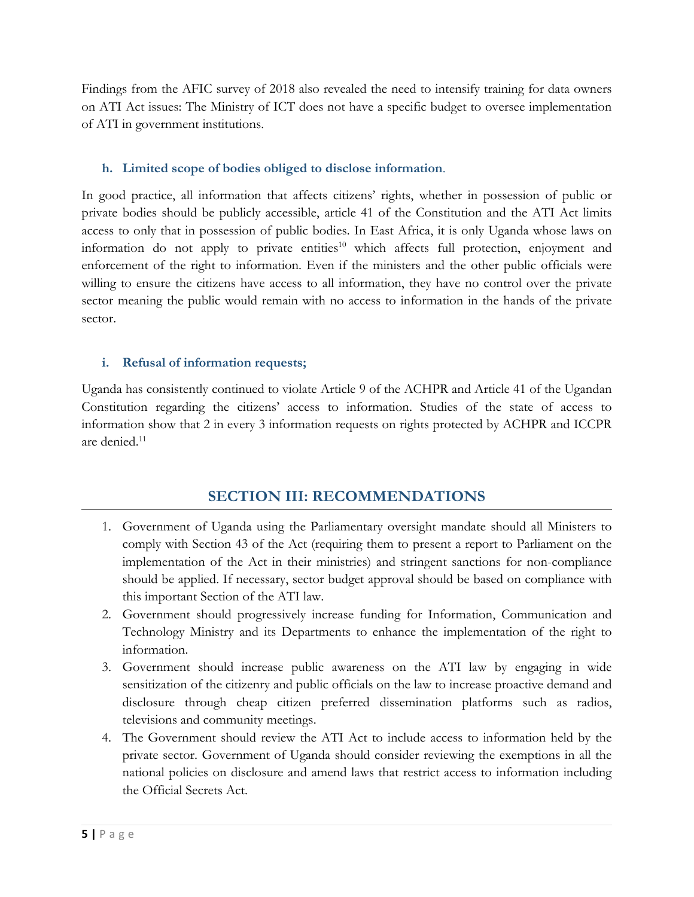Findings from the AFIC survey of 2018 also revealed the need to intensify training for data owners on ATI Act issues: The Ministry of ICT does not have a specific budget to oversee implementation of ATI in government institutions.

### h. Limited scope of bodies obliged to disclose information.

In good practice, all information that affects citizens' rights, whether in possession of public or private bodies should be publicly accessible, article 41 of the Constitution and the ATI Act limits access to only that in possession of public bodies. In East Africa, it is only Uganda whose laws on information do not apply to private entities[10] which affects full protection, enjoyment and enforcement of the right to information. Even if the ministers and the other public officials were willing to ensure the citizens have access to all information, they have no control over the private sector meaning the public would remain with no access to information in the hands of the private sector.

### i. Refusal of information requests;

Uganda has consistently continued to violate Article 9 of the ACHPR and Article 41 of the Ugandan Constitution regarding the citizens' access to information. Studies of the state of access to information show that 2 in every 3 information requests on rights protected by ACHPR and ICCPR are denied.[11]

## SECTION III: RECOMMENDATIONS

1. Government of Uganda using the Parliamentary oversight mandate should all Ministers to comply with Section 43 of the Act (requiring them to present a report to Parliament on the implementation of the Act in their ministries) and stringent sanctions for non-compliance should be applied. If necessary, sector budget approval should be based on compliance with this important Section of the ATI law.
2. Government should progressively increase funding for Information, Communication and Technology Ministry and its Departments to enhance the implementation of the right to information.
3. Government should increase public awareness on the ATI law by engaging in wide sensitization of the citizenry and public officials on the law to increase proactive demand and disclosure through cheap citizen preferred dissemination platforms such as radios, televisions and community meetings.
4. The Government should review the ATI Act to include access to information held by the private sector. Government of Uganda should consider reviewing the exemptions in all the national policies on disclosure and amend laws that restrict access to information including the Official Secrets Act.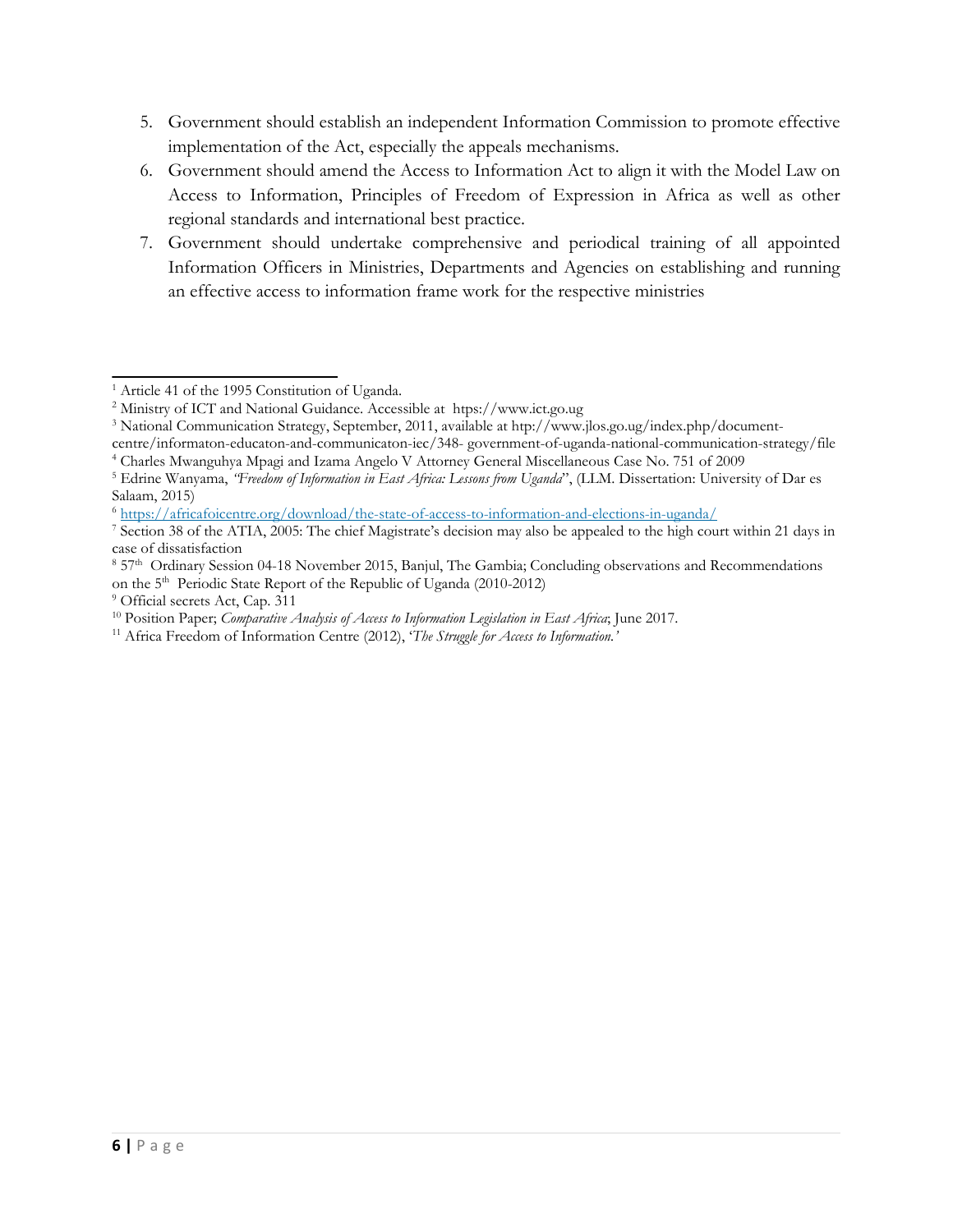5. Government should establish an independent Information Commission to promote effective implementation of the Act, especially the appeals mechanisms.
6. Government should amend the Access to Information Act to align it with the Model Law on Access to Information, Principles of Freedom of Expression in Africa as well as other regional standards and international best practice.
7. Government should undertake comprehensive and periodical training of all appointed Information Officers in Ministries, Departments and Agencies on establishing and running an effective access to information frame work for the respective ministries

---

[1] Article 41 of the 1995 Constitution of Uganda.

[2] Ministry of ICT and National Guidance. Accessible at hteps://www.ict.go.ug

[3] National Communication Strategy, September, 2011, available at htp://www.jlos.go.ug/index.php/document-centre/informaton-educaton-and-communicaton-iec/348- government-of-uganda-national-communication-strategy/file

[4] Charles Mwanguhya Mpagi and Izama Angelo V Attorney General Miscellaneous Case No. 751 of 2009

[5] Edrine Wanyama, *"Freedom of Information in East Africa: Lessons from Uganda*", (LLM. Dissertation: University of Dar es Salaam, 2015)

[6] https://africafoicentre.org/download/the-state-of-access-to-information-and-elections-in-uganda/

[7] Section 38 of the ATIA, 2005: The chief Magistrate's decision may also be appealed to the high court within 21 days in case of dissatisfaction

[8] 57th Ordinary Session 04-18 November 2015, Banjul, The Gambia; Concluding observations and Recommendations on the 5th Periodic State Report of the Republic of Uganda (2010-2012)

[9] Official secrets Act, Cap. 311

[10] Position Paper; *Comparative Analysis of Access to Information Legislation in East Africa*; June 2017.

[11] Africa Freedom of Information Centre (2012), '*The Struggle for Access to Information.'*